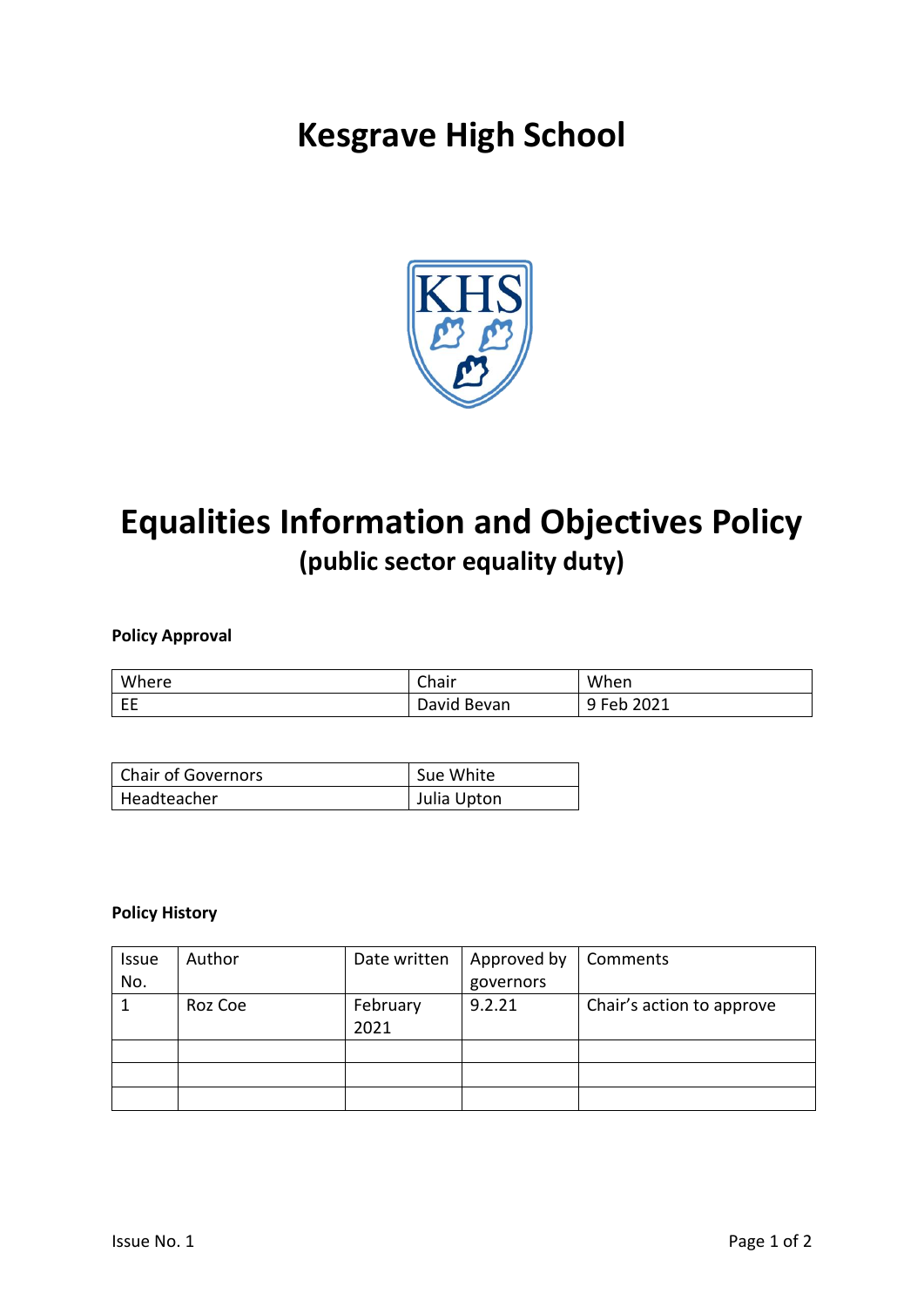# Kesgrave High School

# Equalities Information and Objectives Policy

## (public sector equality duty)

**Policy Approval**

| Where | Chair | When |
|---|---|---|
| EE | David Bevan | 9 Feb 2021 |

| Chair of Governors | Sue White |
|---|---|
| Headteacher | Julia Upton |

**Policy History**

| Issue No. | Author | Date written | Approved by governors | Comments |
|---|---|---|---|---|
| 1 | Roz Coe | February 2021 | 9.2.21 | Chair's action to approve |
| | | | | |
| | | | | |
| | | | | |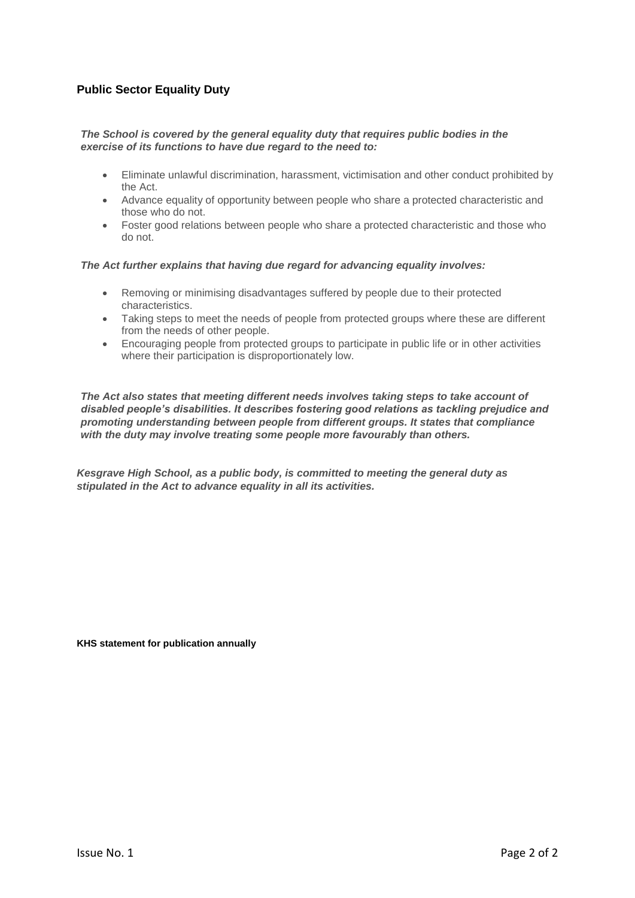## Public Sector Equality Duty

***The School is covered by the general equality duty that requires public bodies in the exercise of its functions to have due regard to the need to:***

- Eliminate unlawful discrimination, harassment, victimisation and other conduct prohibited by the Act.
- Advance equality of opportunity between people who share a protected characteristic and those who do not.
- Foster good relations between people who share a protected characteristic and those who do not.

***The Act further explains that having due regard for advancing equality involves:***

- Removing or minimising disadvantages suffered by people due to their protected characteristics.
- Taking steps to meet the needs of people from protected groups where these are different from the needs of other people.
- Encouraging people from protected groups to participate in public life or in other activities where their participation is disproportionately low.

***The Act also states that meeting different needs involves taking steps to take account of disabled people's disabilities. It describes fostering good relations as tackling prejudice and promoting understanding between people from different groups. It states that compliance with the duty may involve treating some people more favourably than others.***

***Kesgrave High School, as a public body, is committed to meeting the general duty as stipulated in the Act to advance equality in all its activities.***

**KHS statement for publication annually**